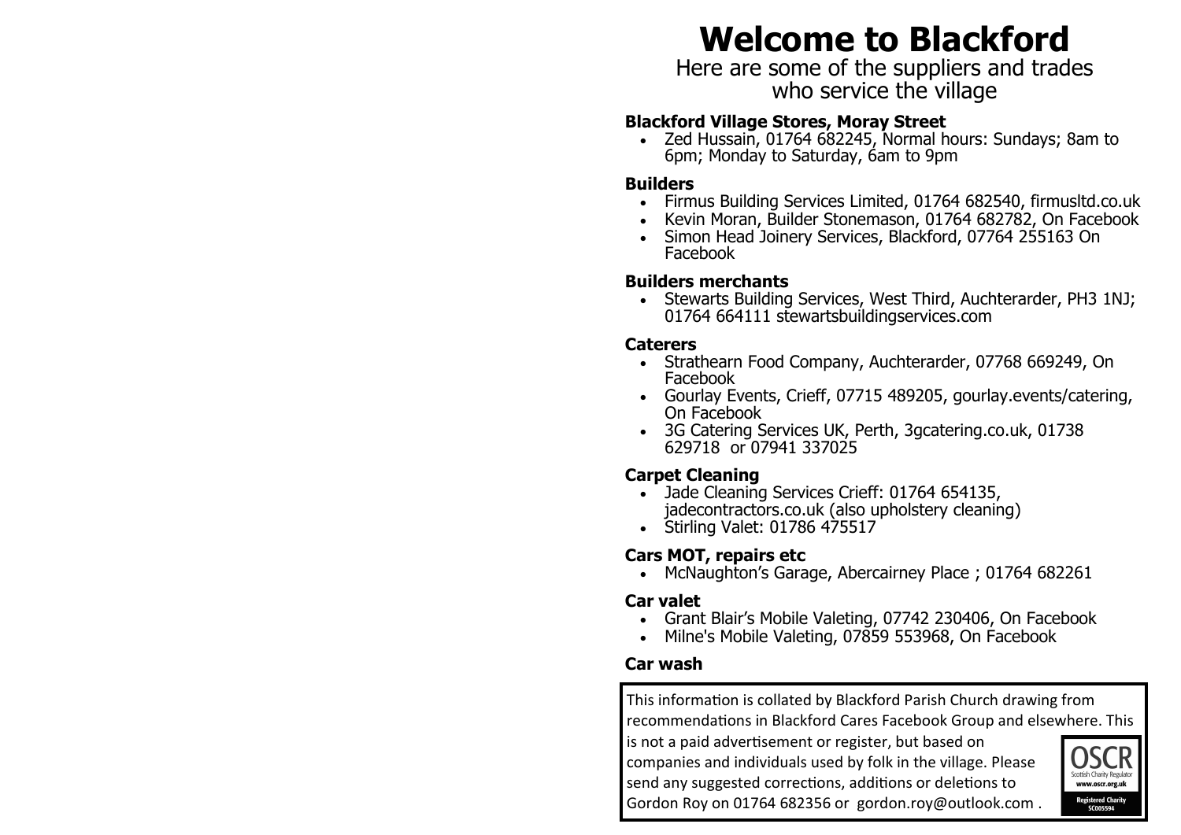# Welcome to Blackford

Here are some of the suppliers and trades who service the village

**Blackford Village Stores, Moray Street**

- Zed Hussain, 01764 682245, Normal hours: Sundays; 8am to 6pm; Monday to Saturday, 6am to 9pm

**Builders**

- Firmus Building Services Limited, 01764 682540, firmusltd.co.uk
- Kevin Moran, Builder Stonemason, 01764 682782, On Facebook
- Simon Head Joinery Services, Blackford, 07764 255163 On Facebook

**Builders merchants**

- Stewarts Building Services, West Third, Auchterarder, PH3 1NJ; 01764 664111 stewartsbuildingservices.com

**Caterers**

- Strathearn Food Company, Auchterarder, 07768 669249, On Facebook
- Gourlay Events, Crieff, 07715 489205, gourlay.events/catering, On Facebook
- 3G Catering Services UK, Perth, 3gcatering.co.uk, 01738 629718 or 07941 337025

**Carpet Cleaning**

- Jade Cleaning Services Crieff: 01764 654135, jadecontractors.co.uk (also upholstery cleaning)
- Stirling Valet: 01786 475517

**Cars MOT, repairs etc**

- McNaughton's Garage, Abercairney Place ; 01764 682261

**Car valet**

- Grant Blair's Mobile Valeting, 07742 230406, On Facebook
- Milne's Mobile Valeting, 07859 553968, On Facebook

**Car wash**

This information is collated by Blackford Parish Church drawing from recommendations in Blackford Cares Facebook Group and elsewhere. This is not a paid advertisement or register, but based on companies and individuals used by folk in the village. Please send any suggested corrections, additions or deletions to Gordon Roy on 01764 682356 or gordon.roy@outlook.com .

OSCR Scottish Charity Regulator www.oscr.org.uk Registered Charity SC005594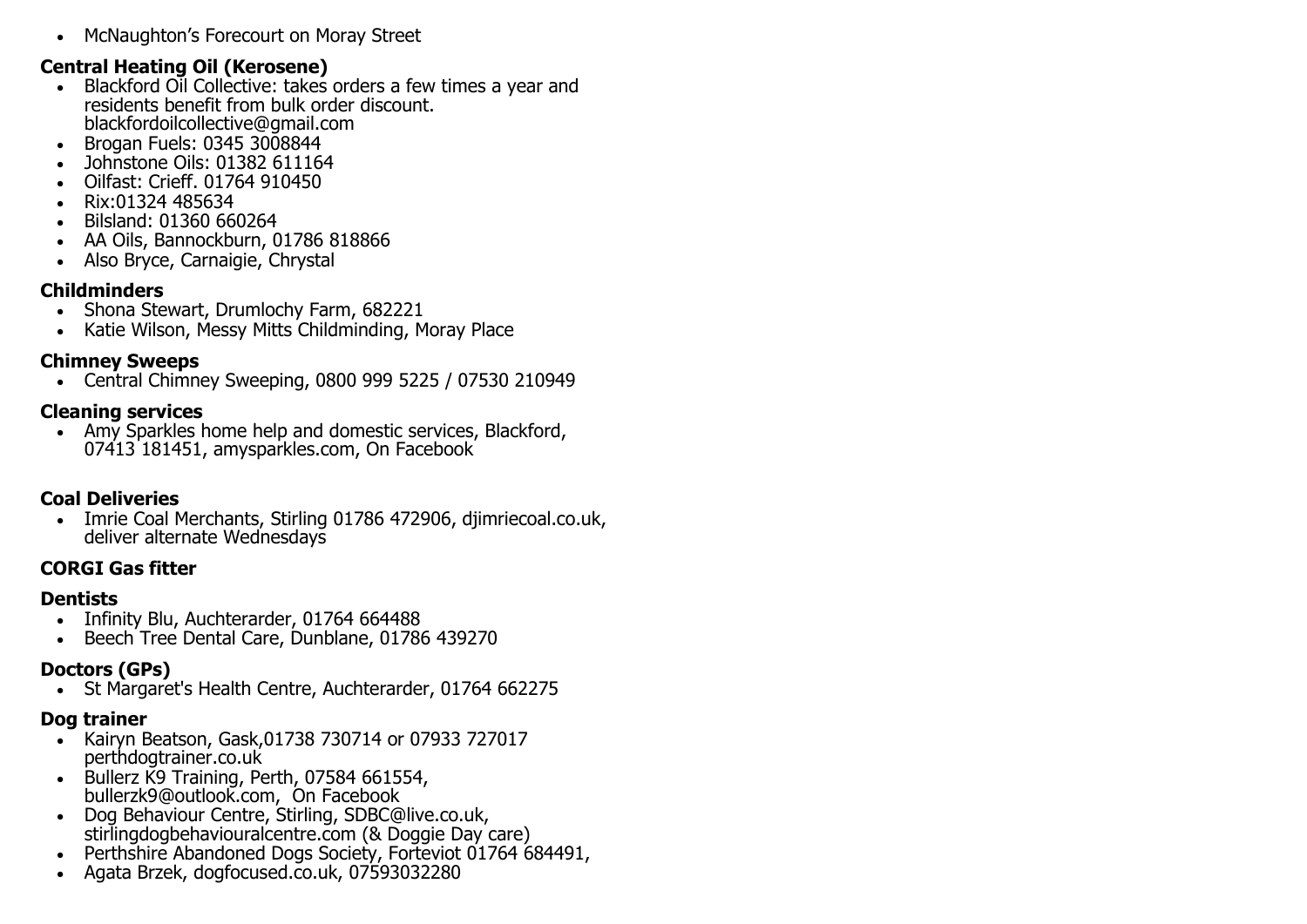- McNaughton's Forecourt on Moray Street

**Central Heating Oil (Kerosene)**

- Blackford Oil Collective: takes orders a few times a year and residents benefit from bulk order discount. blackfordoilcollective@gmail.com
- Brogan Fuels: 0345 3008844
- Johnstone Oils: 01382 611164
- Oilfast: Crieff. 01764 910450
- Rix:01324 485634
- Bilsland: 01360 660264
- AA Oils, Bannockburn, 01786 818866
- Also Bryce, Carnaigie, Chrystal

**Childminders**

- Shona Stewart, Drumlochy Farm, 682221
- Katie Wilson, Messy Mitts Childminding, Moray Place

**Chimney Sweeps**

- Central Chimney Sweeping, 0800 999 5225 / 07530 210949

**Cleaning services**

- Amy Sparkles home help and domestic services, Blackford, 07413 181451, amysparkles.com, On Facebook

**Coal Deliveries**

- Imrie Coal Merchants, Stirling 01786 472906, djimriecoal.co.uk, deliver alternate Wednesdays

**CORGI Gas fitter**

**Dentists**

- Infinity Blu, Auchterarder, 01764 664488
- Beech Tree Dental Care, Dunblane, 01786 439270

**Doctors (GPs)**

- St Margaret's Health Centre, Auchterarder, 01764 662275

**Dog trainer**

- Kairyn Beatson, Gask,01738 730714 or 07933 727017 perthdogtrainer.co.uk
- Bullerz K9 Training, Perth, 07584 661554, bullerzk9@outlook.com, On Facebook
- Dog Behaviour Centre, Stirling, SDBC@live.co.uk, stirlingdogbehaviouralcentre.com (& Doggie Day care)
- Perthshire Abandoned Dogs Society, Forteviot 01764 684491,
- Agata Brzek, dogfocused.co.uk, 07593032280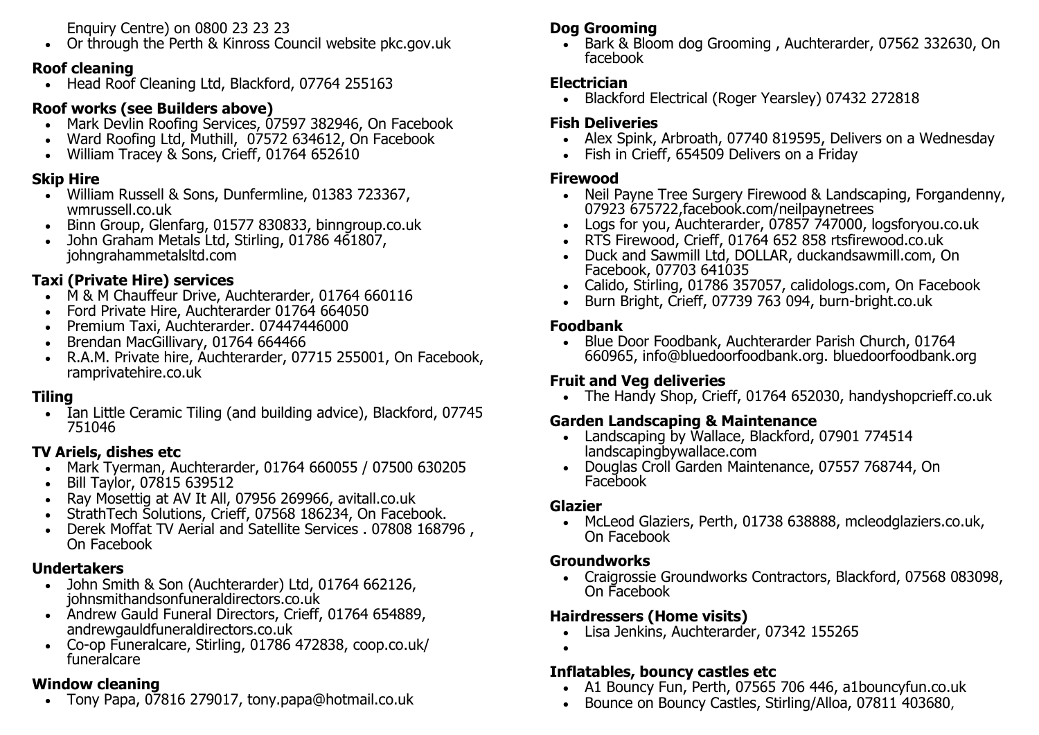Enquiry Centre) on 0800 23 23 23

- Or through the Perth & Kinross Council website pkc.gov.uk

**Roof cleaning**

- Head Roof Cleaning Ltd, Blackford, 07764 255163

**Roof works (see Builders above)**

- Mark Devlin Roofing Services, 07597 382946, On Facebook
- Ward Roofing Ltd, Muthill, 07572 634612, On Facebook
- William Tracey & Sons, Crieff, 01764 652610

**Skip Hire**

- William Russell & Sons, Dunfermline, 01383 723367, wmrussell.co.uk
- Binn Group, Glenfarg, 01577 830833, binngroup.co.uk
- John Graham Metals Ltd, Stirling, 01786 461807, johngrahammetalsltd.com

**Taxi (Private Hire) services**

- M & M Chauffeur Drive, Auchterarder, 01764 660116
- Ford Private Hire, Auchterarder 01764 664050
- Premium Taxi, Auchterarder. 07447446000
- Brendan MacGillivary, 01764 664466
- R.A.M. Private hire, Auchterarder, 07715 255001, On Facebook, ramprivatehire.co.uk

**Tiling**

- Ian Little Ceramic Tiling (and building advice), Blackford, 07745 751046

**TV Ariels, dishes etc**

- Mark Tyerman, Auchterarder, 01764 660055 / 07500 630205
- Bill Taylor, 07815 639512
- Ray Mosettig at AV It All, 07956 269966, avitall.co.uk
- StrathTech Solutions, Crieff, 07568 186234, On Facebook.
- Derek Moffat TV Aerial and Satellite Services . 07808 168796 , On Facebook

**Undertakers**

- John Smith & Son (Auchterarder) Ltd, 01764 662126, johnsmithandsonfuneraldirectors.co.uk
- Andrew Gauld Funeral Directors, Crieff, 01764 654889, andrewgauldfuneraldirectors.co.uk
- Co-op Funeralcare, Stirling, 01786 472838, coop.co.uk/funeralcare

**Window cleaning**

- Tony Papa, 07816 279017, tony.papa@hotmail.co.uk

**Dog Grooming**

- Bark & Bloom dog Grooming , Auchterarder, 07562 332630, On facebook

**Electrician**

- Blackford Electrical (Roger Yearsley) 07432 272818

**Fish Deliveries**

- Alex Spink, Arbroath, 07740 819595, Delivers on a Wednesday
- Fish in Crieff, 654509 Delivers on a Friday

**Firewood**

- Neil Payne Tree Surgery Firewood & Landscaping, Forgandenny, 07923 675722,facebook.com/neilpaynetrees
- Logs for you, Auchterarder, 07857 747000, logsforyou.co.uk
- RTS Firewood, Crieff, 01764 652 858 rtsfirewood.co.uk
- Duck and Sawmill Ltd, DOLLAR, duckandsawmill.com, On Facebook, 07703 641035
- Calido, Stirling, 01786 357057, calidologs.com, On Facebook
- Burn Bright, Crieff, 07739 763 094, burn-bright.co.uk

**Foodbank**

- Blue Door Foodbank, Auchterarder Parish Church, 01764 660965, info@bluedoorfoodbank.org. bluedoorfoodbank.org

**Fruit and Veg deliveries**

- The Handy Shop, Crieff, 01764 652030, handyshopcrieff.co.uk

**Garden Landscaping & Maintenance**

- Landscaping by Wallace, Blackford, 07901 774514 landscapingbywallace.com
- Douglas Croll Garden Maintenance, 07557 768744, On Facebook

**Glazier**

- McLeod Glaziers, Perth, 01738 638888, mcleodglaziers.co.uk, On Facebook

**Groundworks**

- Craigrossie Groundworks Contractors, Blackford, 07568 083098, On Facebook

**Hairdressers (Home visits)**

- Lisa Jenkins, Auchterarder, 07342 155265

**Inflatables, bouncy castles etc**

- A1 Bouncy Fun, Perth, 07565 706 446, a1bouncyfun.co.uk
- Bounce on Bouncy Castles, Stirling/Alloa, 07811 403680,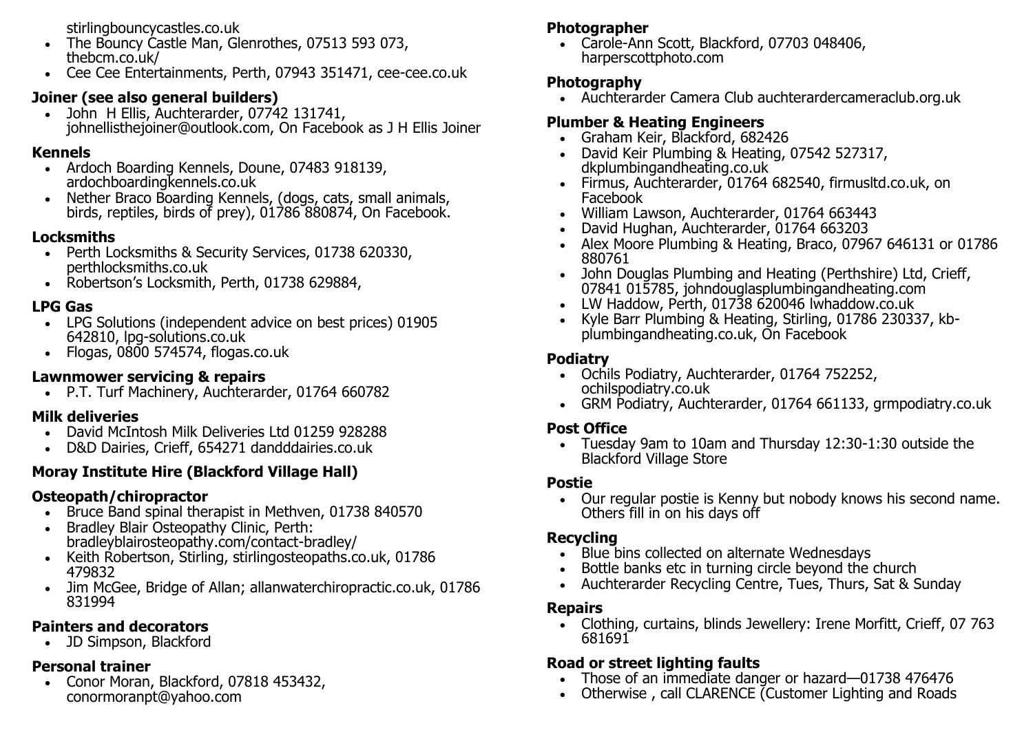stirlingbouncycastles.co.uk

- The Bouncy Castle Man, Glenrothes, 07513 593 073, thebcm.co.uk/
- Cee Cee Entertainments, Perth, 07943 351471, cee-cee.co.uk

**Joiner (see also general builders)**

- John H Ellis, Auchterarder, 07742 131741, johnellisthejoiner@outlook.com, On Facebook as J H Ellis Joiner

**Kennels**

- Ardoch Boarding Kennels, Doune, 07483 918139, ardochboardingkennels.co.uk
- Nether Braco Boarding Kennels, (dogs, cats, small animals, birds, reptiles, birds of prey), 01786 880874, On Facebook.

**Locksmiths**

- Perth Locksmiths & Security Services, 01738 620330, perthlocksmiths.co.uk
- Robertson's Locksmith, Perth, 01738 629884,

**LPG Gas**

- LPG Solutions (independent advice on best prices) 01905 642810, lpg-solutions.co.uk
- Flogas, 0800 574574, flogas.co.uk

**Lawnmower servicing & repairs**

- P.T. Turf Machinery, Auchterarder, 01764 660782

**Milk deliveries**

- David McIntosh Milk Deliveries Ltd 01259 928288
- D&D Dairies, Crieff, 654271 dandddairies.co.uk

**Moray Institute Hire (Blackford Village Hall)**

**Osteopath/chiropractor**

- Bruce Band spinal therapist in Methven, 01738 840570
- Bradley Blair Osteopathy Clinic, Perth: bradleyblairosteopathy.com/contact-bradley/
- Keith Robertson, Stirling, stirlingosteopaths.co.uk, 01786 479832
- Jim McGee, Bridge of Allan; allanwaterchiropractic.co.uk, 01786 831994

**Painters and decorators**

- JD Simpson, Blackford

**Personal trainer**

- Conor Moran, Blackford, 07818 453432, conormoranpt@yahoo.com

**Photographer**

- Carole-Ann Scott, Blackford, 07703 048406, harperscottphoto.com

**Photography**

- Auchterarder Camera Club auchterardercameraclub.org.uk

**Plumber & Heating Engineers**

- Graham Keir, Blackford, 682426
- David Keir Plumbing & Heating, 07542 527317, dkplumbingandheating.co.uk
- Firmus, Auchterarder, 01764 682540, firmusltd.co.uk, on Facebook
- William Lawson, Auchterarder, 01764 663443
- David Hughan, Auchterarder, 01764 663203
- Alex Moore Plumbing & Heating, Braco, 07967 646131 or 01786 880761
- John Douglas Plumbing and Heating (Perthshire) Ltd, Crieff, 07841 015785, johndouglasplumbingandheating.com
- LW Haddow, Perth, 01738 620046 lwhaddow.co.uk
- Kyle Barr Plumbing & Heating, Stirling, 01786 230337, kb-plumbingandheating.co.uk, On Facebook

**Podiatry**

- Ochils Podiatry, Auchterarder, 01764 752252, ochilspodiatry.co.uk
- GRM Podiatry, Auchterarder, 01764 661133, grmpodiatry.co.uk

**Post Office**

- Tuesday 9am to 10am and Thursday 12:30-1:30 outside the Blackford Village Store

**Postie**

- Our regular postie is Kenny but nobody knows his second name. Others fill in on his days off

**Recycling**

- Blue bins collected on alternate Wednesdays
- Bottle banks etc in turning circle beyond the church
- Auchterarder Recycling Centre, Tues, Thurs, Sat & Sunday

**Repairs**

- Clothing, curtains, blinds Jewellery: Irene Morfitt, Crieff, 07 763 681691

**Road or street lighting faults**

- Those of an immediate danger or hazard—01738 476476
- Otherwise , call CLARENCE (Customer Lighting and Roads